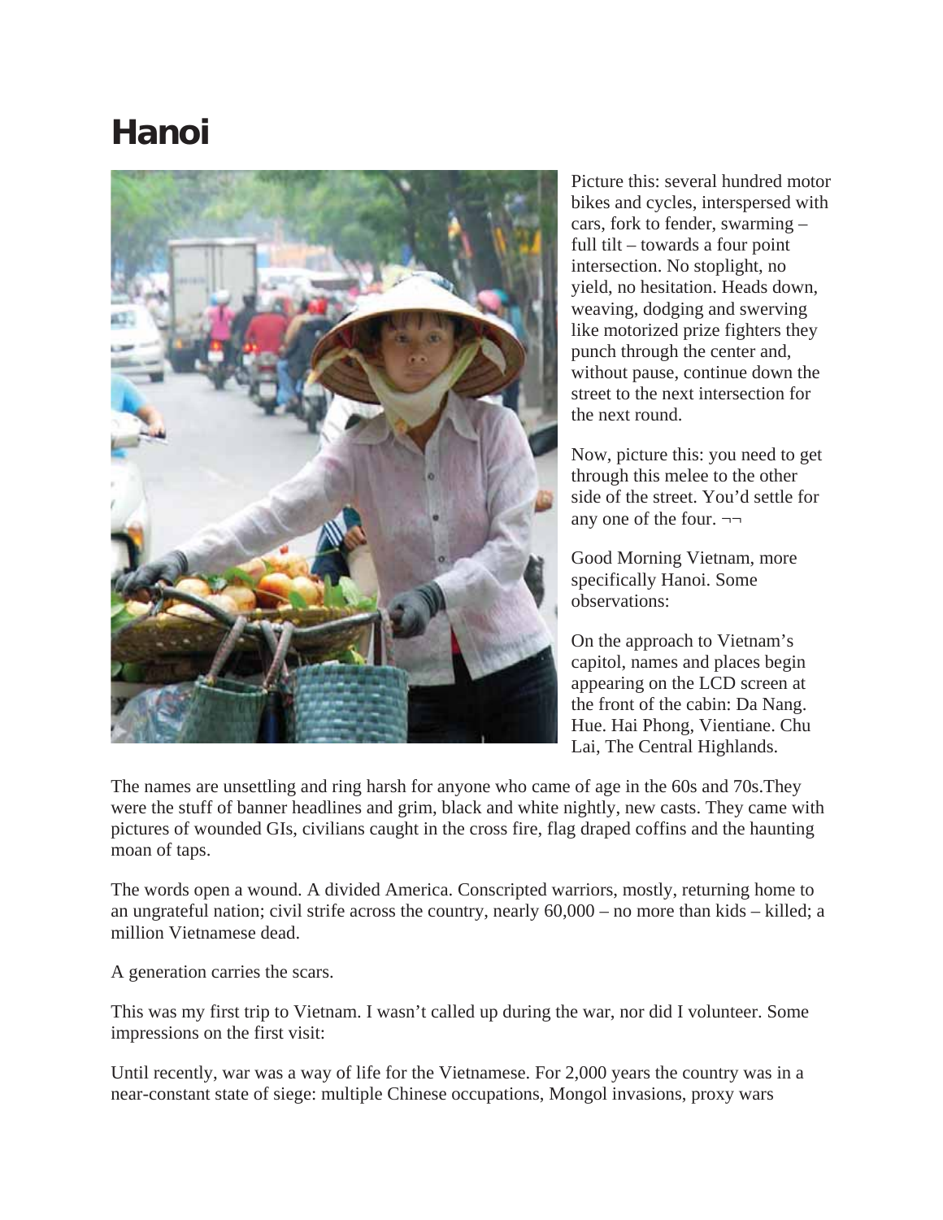# Hanoi

Picture this: several hundred motor bikes and cycles, interspersed with cars, fork to fender, swarming – full tilt – towards a four point intersection. No stoplight, no yield, no hesitation. Heads down, weaving, dodging and swerving like motorized prize fighters they punch through the center and, without pause, continue down the street to the next intersection for the next round.

Now, picture this: you need to get through this melee to the other side of the street. You'd settle for any one of the four. ¬¬

Good Morning Vietnam, more specifically Hanoi. Some observations:

On the approach to Vietnam's capitol, names and places begin appearing on the LCD screen at the front of the cabin: Da Nang. Hue. Hai Phong, Vientiane. Chu Lai, The Central Highlands.

The names are unsettling and ring harsh for anyone who came of age in the 60s and 70s.They were the stuff of banner headlines and grim, black and white nightly, new casts. They came with pictures of wounded GIs, civilians caught in the cross fire, flag draped coffins and the haunting moan of taps.

The words open a wound. A divided America. Conscripted warriors, mostly, returning home to an ungrateful nation; civil strife across the country, nearly 60,000 – no more than kids – killed; a million Vietnamese dead.

A generation carries the scars.

This was my first trip to Vietnam. I wasn't called up during the war, nor did I volunteer. Some impressions on the first visit:

Until recently, war was a way of life for the Vietnamese. For 2,000 years the country was in a near-constant state of siege: multiple Chinese occupations, Mongol invasions, proxy wars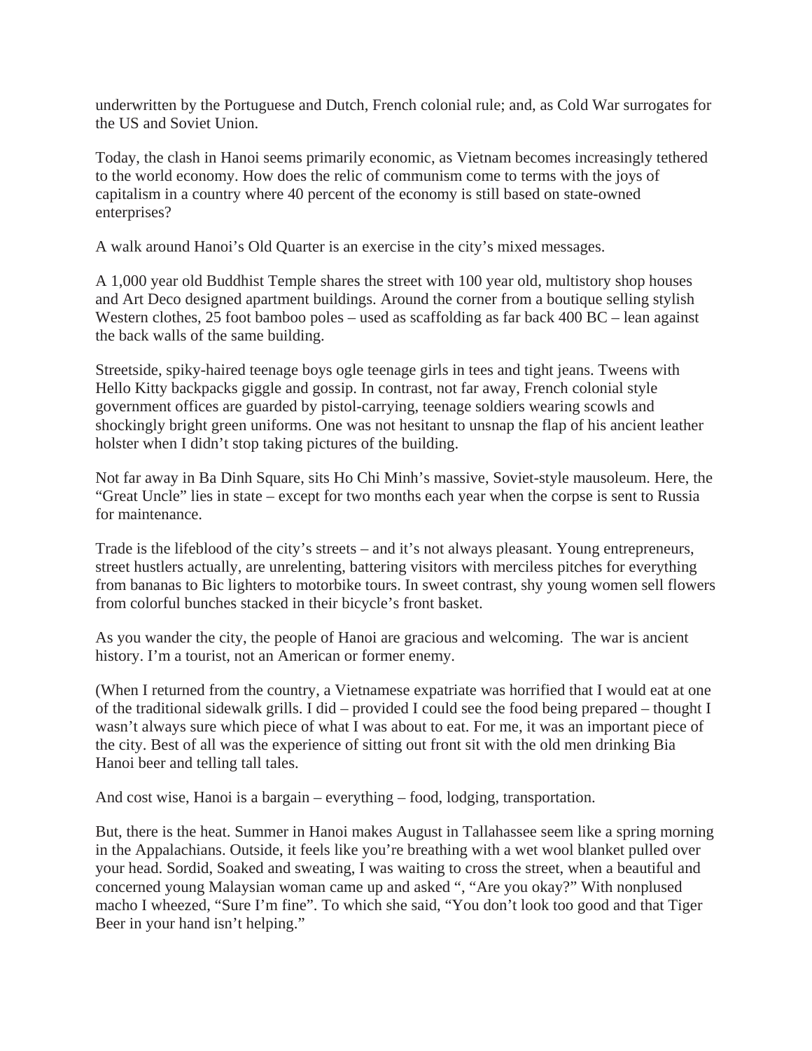underwritten by the Portuguese and Dutch, French colonial rule; and, as Cold War surrogates for the US and Soviet Union.

Today, the clash in Hanoi seems primarily economic, as Vietnam becomes increasingly tethered to the world economy. How does the relic of communism come to terms with the joys of capitalism in a country where 40 percent of the economy is still based on state-owned enterprises?

A walk around Hanoi's Old Quarter is an exercise in the city's mixed messages.

A 1,000 year old Buddhist Temple shares the street with 100 year old, multistory shop houses and Art Deco designed apartment buildings. Around the corner from a boutique selling stylish Western clothes, 25 foot bamboo poles – used as scaffolding as far back 400 BC – lean against the back walls of the same building.

Streetside, spiky-haired teenage boys ogle teenage girls in tees and tight jeans. Tweens with Hello Kitty backpacks giggle and gossip. In contrast, not far away, French colonial style government offices are guarded by pistol-carrying, teenage soldiers wearing scowls and shockingly bright green uniforms. One was not hesitant to unsnap the flap of his ancient leather holster when I didn't stop taking pictures of the building.

Not far away in Ba Dinh Square, sits Ho Chi Minh's massive, Soviet-style mausoleum. Here, the "Great Uncle" lies in state – except for two months each year when the corpse is sent to Russia for maintenance.

Trade is the lifeblood of the city's streets – and it's not always pleasant. Young entrepreneurs, street hustlers actually, are unrelenting, battering visitors with merciless pitches for everything from bananas to Bic lighters to motorbike tours. In sweet contrast, shy young women sell flowers from colorful bunches stacked in their bicycle's front basket.

As you wander the city, the people of Hanoi are gracious and welcoming. The war is ancient history. I'm a tourist, not an American or former enemy.

(When I returned from the country, a Vietnamese expatriate was horrified that I would eat at one of the traditional sidewalk grills. I did – provided I could see the food being prepared – thought I wasn't always sure which piece of what I was about to eat. For me, it was an important piece of the city. Best of all was the experience of sitting out front sit with the old men drinking Bia Hanoi beer and telling tall tales.

And cost wise, Hanoi is a bargain – everything – food, lodging, transportation.

But, there is the heat. Summer in Hanoi makes August in Tallahassee seem like a spring morning in the Appalachians. Outside, it feels like you're breathing with a wet wool blanket pulled over your head. Sordid, Soaked and sweating, I was waiting to cross the street, when a beautiful and concerned young Malaysian woman came up and asked ", "Are you okay?" With nonplused macho I wheezed, "Sure I'm fine". To which she said, "You don't look too good and that Tiger Beer in your hand isn't helping."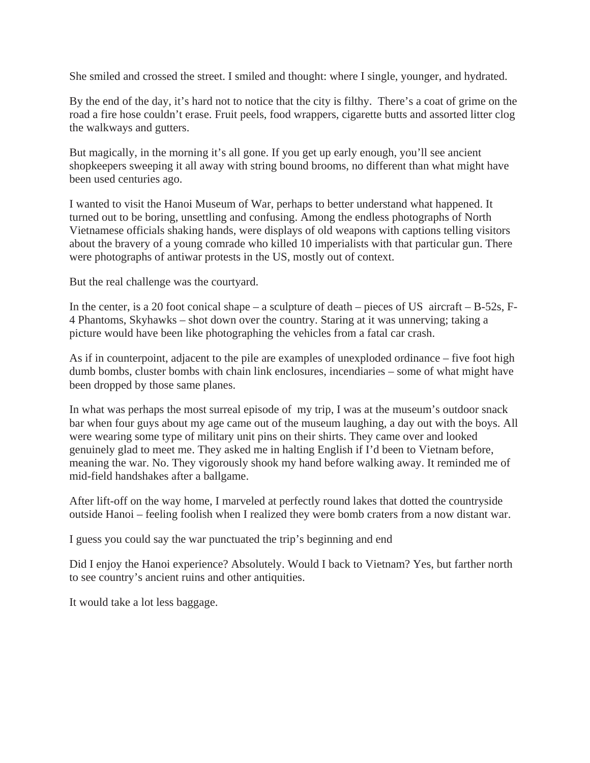She smiled and crossed the street. I smiled and thought: where I single, younger, and hydrated.

By the end of the day, it's hard not to notice that the city is filthy. There's a coat of grime on the road a fire hose couldn't erase. Fruit peels, food wrappers, cigarette butts and assorted litter clog the walkways and gutters.

But magically, in the morning it's all gone. If you get up early enough, you'll see ancient shopkeepers sweeping it all away with string bound brooms, no different than what might have been used centuries ago.

I wanted to visit the Hanoi Museum of War, perhaps to better understand what happened. It turned out to be boring, unsettling and confusing. Among the endless photographs of North Vietnamese officials shaking hands, were displays of old weapons with captions telling visitors about the bravery of a young comrade who killed 10 imperialists with that particular gun. There were photographs of antiwar protests in the US, mostly out of context.

But the real challenge was the courtyard.

In the center, is a 20 foot conical shape – a sculpture of death – pieces of US aircraft – B-52s, F-4 Phantoms, Skyhawks – shot down over the country. Staring at it was unnerving; taking a picture would have been like photographing the vehicles from a fatal car crash.

As if in counterpoint, adjacent to the pile are examples of unexploded ordinance – five foot high dumb bombs, cluster bombs with chain link enclosures, incendiaries – some of what might have been dropped by those same planes.

In what was perhaps the most surreal episode of my trip, I was at the museum's outdoor snack bar when four guys about my age came out of the museum laughing, a day out with the boys. All were wearing some type of military unit pins on their shirts. They came over and looked genuinely glad to meet me. They asked me in halting English if I'd been to Vietnam before, meaning the war. No. They vigorously shook my hand before walking away. It reminded me of mid-field handshakes after a ballgame.

After lift-off on the way home, I marveled at perfectly round lakes that dotted the countryside outside Hanoi – feeling foolish when I realized they were bomb craters from a now distant war.

I guess you could say the war punctuated the trip's beginning and end

Did I enjoy the Hanoi experience? Absolutely. Would I back to Vietnam? Yes, but farther north to see country's ancient ruins and other antiquities.

It would take a lot less baggage.